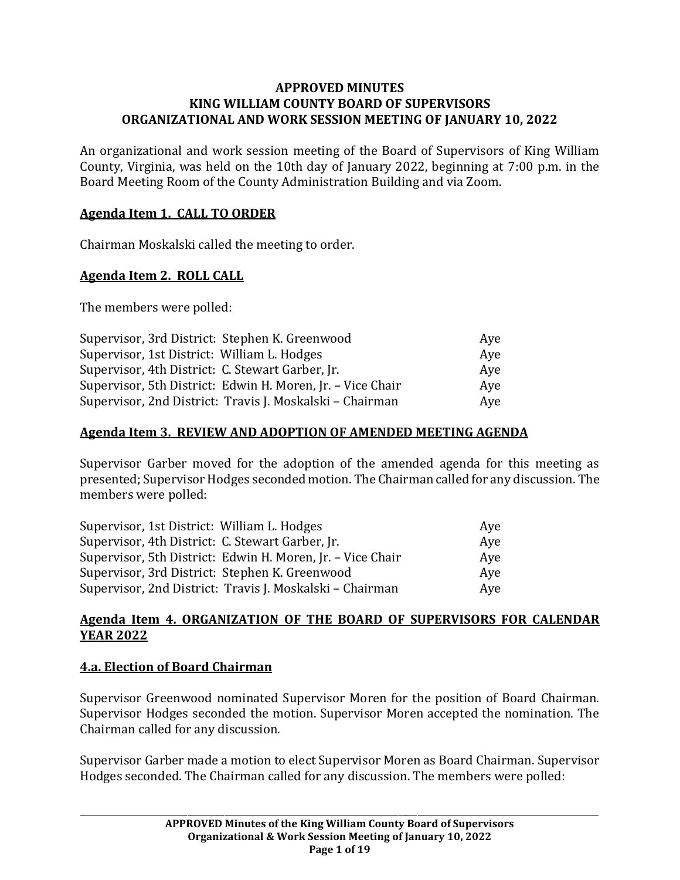# APPROVED MINUTES
# KING WILLIAM COUNTY BOARD OF SUPERVISORS
# ORGANIZATIONAL AND WORK SESSION MEETING OF JANUARY 10, 2022

An organizational and work session meeting of the Board of Supervisors of King William County, Virginia, was held on the 10th day of January 2022, beginning at 7:00 p.m. in the Board Meeting Room of the County Administration Building and via Zoom.

## Agenda Item 1. CALL TO ORDER

Chairman Moskalski called the meeting to order.

## Agenda Item 2. ROLL CALL

The members were polled:

| | |
|---|---|
| Supervisor, 3rd District: Stephen K. Greenwood | Aye |
| Supervisor, 1st District: William L. Hodges | Aye |
| Supervisor, 4th District: C. Stewart Garber, Jr. | Aye |
| Supervisor, 5th District: Edwin H. Moren, Jr. – Vice Chair | Aye |
| Supervisor, 2nd District: Travis J. Moskalski – Chairman | Aye |

## Agenda Item 3. REVIEW AND ADOPTION OF AMENDED MEETING AGENDA

Supervisor Garber moved for the adoption of the amended agenda for this meeting as presented; Supervisor Hodges seconded motion. The Chairman called for any discussion. The members were polled:

| | |
|---|---|
| Supervisor, 1st District: William L. Hodges | Aye |
| Supervisor, 4th District: C. Stewart Garber, Jr. | Aye |
| Supervisor, 5th District: Edwin H. Moren, Jr. – Vice Chair | Aye |
| Supervisor, 3rd District: Stephen K. Greenwood | Aye |
| Supervisor, 2nd District: Travis J. Moskalski – Chairman | Aye |

## Agenda Item 4. ORGANIZATION OF THE BOARD OF SUPERVISORS FOR CALENDAR YEAR 2022

### 4.a. Election of Board Chairman

Supervisor Greenwood nominated Supervisor Moren for the position of Board Chairman. Supervisor Hodges seconded the motion. Supervisor Moren accepted the nomination. The Chairman called for any discussion.

Supervisor Garber made a motion to elect Supervisor Moren as Board Chairman. Supervisor Hodges seconded. The Chairman called for any discussion. The members were polled: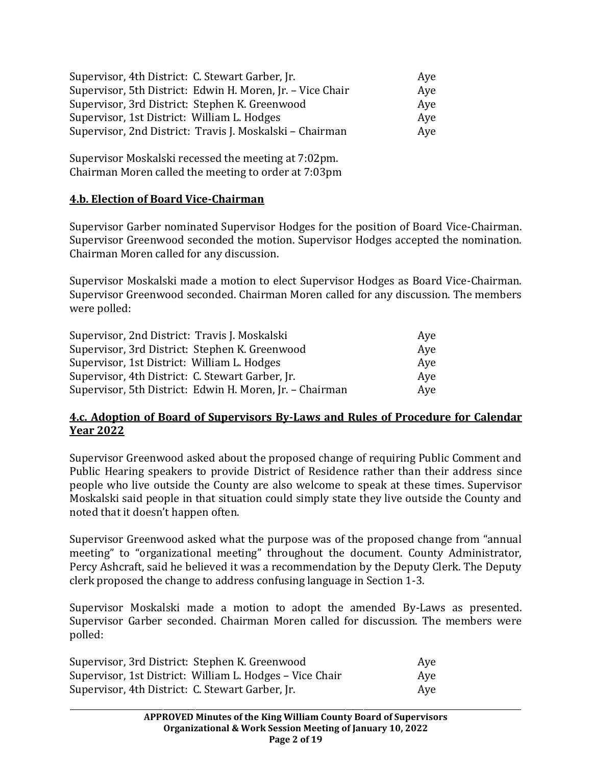| | |
|---|---|
| Supervisor, 4th District: C. Stewart Garber, Jr. | Aye |
| Supervisor, 5th District: Edwin H. Moren, Jr. – Vice Chair | Aye |
| Supervisor, 3rd District: Stephen K. Greenwood | Aye |
| Supervisor, 1st District: William L. Hodges | Aye |
| Supervisor, 2nd District: Travis J. Moskalski – Chairman | Aye |

Supervisor Moskalski recessed the meeting at 7:02pm.
Chairman Moren called the meeting to order at 7:03pm

## 4.b. Election of Board Vice-Chairman

Supervisor Garber nominated Supervisor Hodges for the position of Board Vice-Chairman. Supervisor Greenwood seconded the motion. Supervisor Hodges accepted the nomination. Chairman Moren called for any discussion.

Supervisor Moskalski made a motion to elect Supervisor Hodges as Board Vice-Chairman. Supervisor Greenwood seconded. Chairman Moren called for any discussion. The members were polled:

| | |
|---|---|
| Supervisor, 2nd District: Travis J. Moskalski | Aye |
| Supervisor, 3rd District: Stephen K. Greenwood | Aye |
| Supervisor, 1st District: William L. Hodges | Aye |
| Supervisor, 4th District: C. Stewart Garber, Jr. | Aye |
| Supervisor, 5th District: Edwin H. Moren, Jr. – Chairman | Aye |

## 4.c. Adoption of Board of Supervisors By-Laws and Rules of Procedure for Calendar Year 2022

Supervisor Greenwood asked about the proposed change of requiring Public Comment and Public Hearing speakers to provide District of Residence rather than their address since people who live outside the County are also welcome to speak at these times. Supervisor Moskalski said people in that situation could simply state they live outside the County and noted that it doesn't happen often.

Supervisor Greenwood asked what the purpose was of the proposed change from "annual meeting" to "organizational meeting" throughout the document. County Administrator, Percy Ashcraft, said he believed it was a recommendation by the Deputy Clerk. The Deputy clerk proposed the change to address confusing language in Section 1-3.

Supervisor Moskalski made a motion to adopt the amended By-Laws as presented. Supervisor Garber seconded. Chairman Moren called for discussion. The members were polled:

| | |
|---|---|
| Supervisor, 3rd District: Stephen K. Greenwood | Aye |
| Supervisor, 1st District: William L. Hodges – Vice Chair | Aye |
| Supervisor, 4th District: C. Stewart Garber, Jr. | Aye |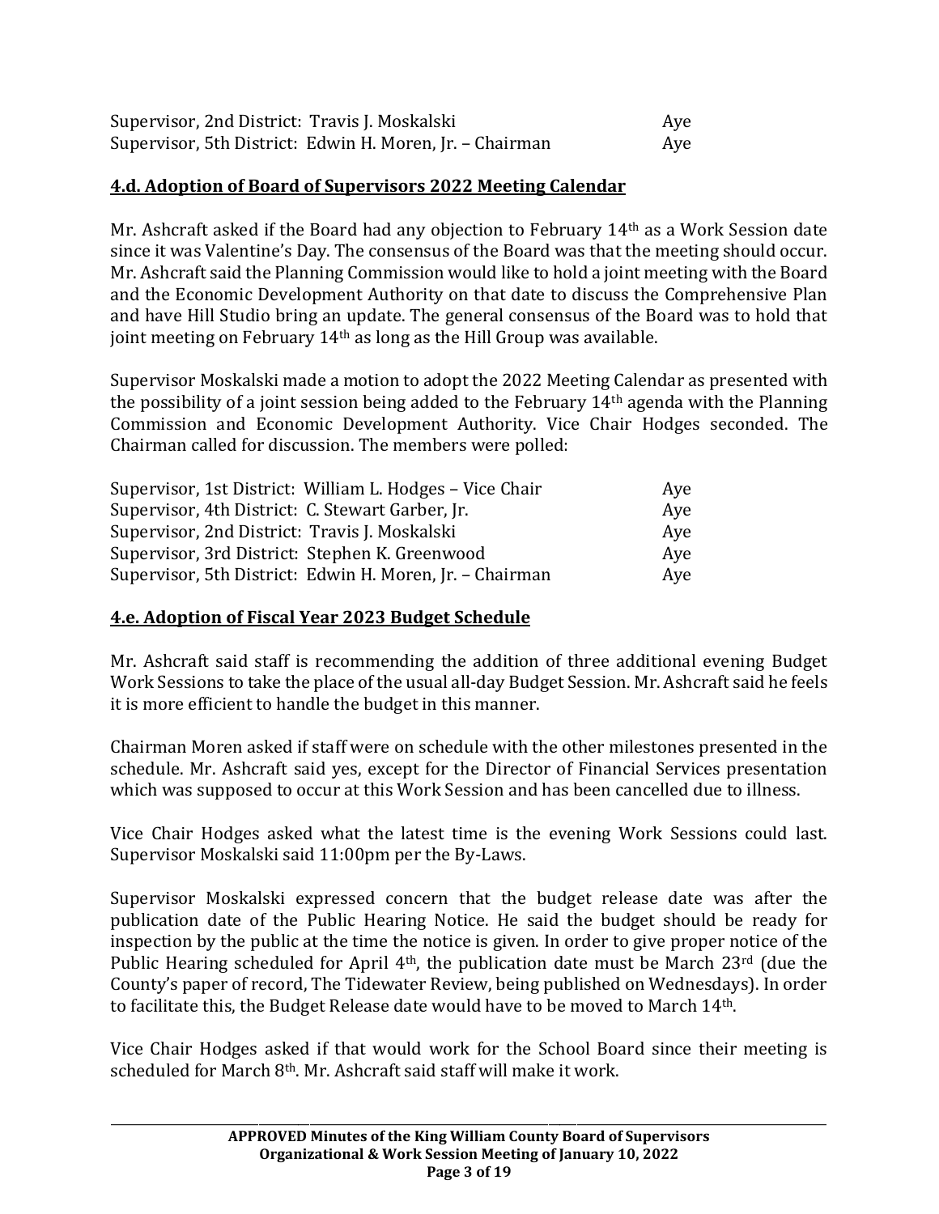| | |
|---|---|
| Supervisor, 2nd District: Travis J. Moskalski | Aye |
| Supervisor, 5th District: Edwin H. Moren, Jr. – Chairman | Aye |

## 4.d. Adoption of Board of Supervisors 2022 Meeting Calendar

Mr. Ashcraft asked if the Board had any objection to February 14th as a Work Session date since it was Valentine's Day. The consensus of the Board was that the meeting should occur. Mr. Ashcraft said the Planning Commission would like to hold a joint meeting with the Board and the Economic Development Authority on that date to discuss the Comprehensive Plan and have Hill Studio bring an update. The general consensus of the Board was to hold that joint meeting on February 14th as long as the Hill Group was available.

Supervisor Moskalski made a motion to adopt the 2022 Meeting Calendar as presented with the possibility of a joint session being added to the February 14th agenda with the Planning Commission and Economic Development Authority. Vice Chair Hodges seconded. The Chairman called for discussion. The members were polled:

| | |
|---|---|
| Supervisor, 1st District: William L. Hodges – Vice Chair | Aye |
| Supervisor, 4th District: C. Stewart Garber, Jr. | Aye |
| Supervisor, 2nd District: Travis J. Moskalski | Aye |
| Supervisor, 3rd District: Stephen K. Greenwood | Aye |
| Supervisor, 5th District: Edwin H. Moren, Jr. – Chairman | Aye |

## 4.e. Adoption of Fiscal Year 2023 Budget Schedule

Mr. Ashcraft said staff is recommending the addition of three additional evening Budget Work Sessions to take the place of the usual all-day Budget Session. Mr. Ashcraft said he feels it is more efficient to handle the budget in this manner.

Chairman Moren asked if staff were on schedule with the other milestones presented in the schedule. Mr. Ashcraft said yes, except for the Director of Financial Services presentation which was supposed to occur at this Work Session and has been cancelled due to illness.

Vice Chair Hodges asked what the latest time is the evening Work Sessions could last. Supervisor Moskalski said 11:00pm per the By-Laws.

Supervisor Moskalski expressed concern that the budget release date was after the publication date of the Public Hearing Notice. He said the budget should be ready for inspection by the public at the time the notice is given. In order to give proper notice of the Public Hearing scheduled for April 4th, the publication date must be March 23rd (due the County's paper of record, The Tidewater Review, being published on Wednesdays). In order to facilitate this, the Budget Release date would have to be moved to March 14th.

Vice Chair Hodges asked if that would work for the School Board since their meeting is scheduled for March 8th. Mr. Ashcraft said staff will make it work.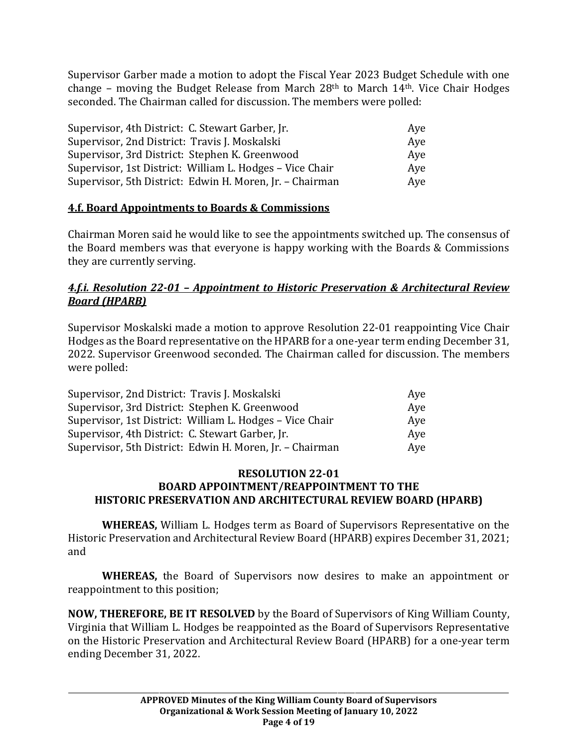Supervisor Garber made a motion to adopt the Fiscal Year 2023 Budget Schedule with one change – moving the Budget Release from March 28th to March 14th. Vice Chair Hodges seconded. The Chairman called for discussion. The members were polled:

| | |
|---|---|
| Supervisor, 4th District: C. Stewart Garber, Jr. | Aye |
| Supervisor, 2nd District: Travis J. Moskalski | Aye |
| Supervisor, 3rd District: Stephen K. Greenwood | Aye |
| Supervisor, 1st District: William L. Hodges – Vice Chair | Aye |
| Supervisor, 5th District: Edwin H. Moren, Jr. – Chairman | Aye |

## **4.f. Board Appointments to Boards & Commissions**

Chairman Moren said he would like to see the appointments switched up. The consensus of the Board members was that everyone is happy working with the Boards & Commissions they are currently serving.

### ***4.f.i. Resolution 22-01 – Appointment to Historic Preservation & Architectural Review Board (HPARB)***

Supervisor Moskalski made a motion to approve Resolution 22-01 reappointing Vice Chair Hodges as the Board representative on the HPARB for a one-year term ending December 31, 2022. Supervisor Greenwood seconded. The Chairman called for discussion. The members were polled:

| | |
|---|---|
| Supervisor, 2nd District: Travis J. Moskalski | Aye |
| Supervisor, 3rd District: Stephen K. Greenwood | Aye |
| Supervisor, 1st District: William L. Hodges – Vice Chair | Aye |
| Supervisor, 4th District: C. Stewart Garber, Jr. | Aye |
| Supervisor, 5th District: Edwin H. Moren, Jr. – Chairman | Aye |

**RESOLUTION 22-01**
**BOARD APPOINTMENT/REAPPOINTMENT TO THE HISTORIC PRESERVATION AND ARCHITECTURAL REVIEW BOARD (HPARB)**

**WHEREAS,** William L. Hodges term as Board of Supervisors Representative on the Historic Preservation and Architectural Review Board (HPARB) expires December 31, 2021; and

**WHEREAS,** the Board of Supervisors now desires to make an appointment or reappointment to this position;

**NOW, THEREFORE, BE IT RESOLVED** by the Board of Supervisors of King William County, Virginia that William L. Hodges be reappointed as the Board of Supervisors Representative on the Historic Preservation and Architectural Review Board (HPARB) for a one-year term ending December 31, 2022.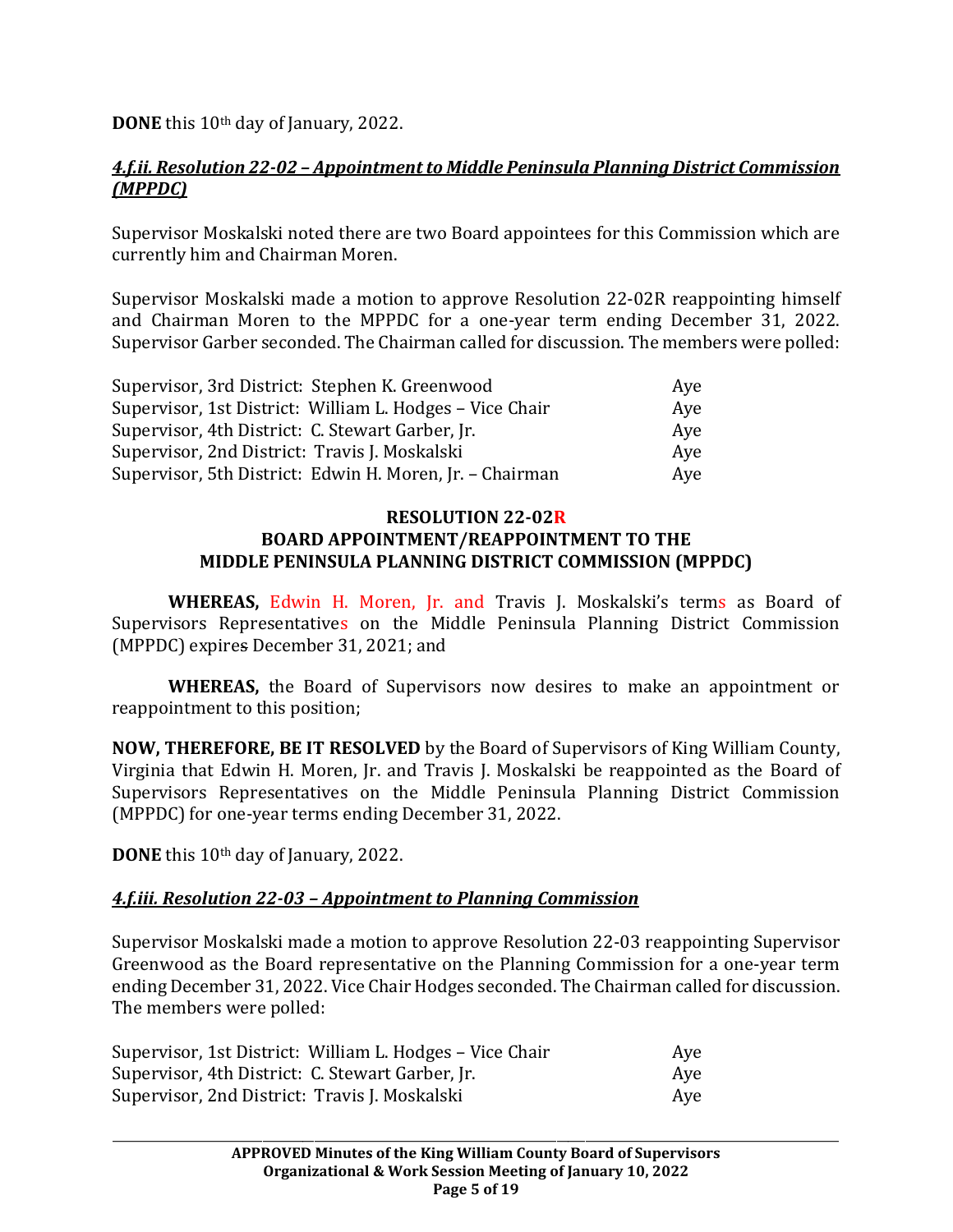**DONE** this 10th day of January, 2022.

***4.f.ii. Resolution 22-02 – Appointment to Middle Peninsula Planning District Commission (MPPDC)***

Supervisor Moskalski noted there are two Board appointees for this Commission which are currently him and Chairman Moren.

Supervisor Moskalski made a motion to approve Resolution 22-02R reappointing himself and Chairman Moren to the MPPDC for a one-year term ending December 31, 2022. Supervisor Garber seconded. The Chairman called for discussion. The members were polled:

| | |
|---|---|
| Supervisor, 3rd District: Stephen K. Greenwood | Aye |
| Supervisor, 1st District: William L. Hodges – Vice Chair | Aye |
| Supervisor, 4th District: C. Stewart Garber, Jr. | Aye |
| Supervisor, 2nd District: Travis J. Moskalski | Aye |
| Supervisor, 5th District: Edwin H. Moren, Jr. – Chairman | Aye |

**RESOLUTION 22-02R**
**BOARD APPOINTMENT/REAPPOINTMENT TO THE MIDDLE PENINSULA PLANNING DISTRICT COMMISSION (MPPDC)**

**WHEREAS,** Edwin H. Moren, Jr. and Travis J. Moskalski's terms as Board of Supervisors Representatives on the Middle Peninsula Planning District Commission (MPPDC) expire December 31, 2021; and

**WHEREAS,** the Board of Supervisors now desires to make an appointment or reappointment to this position;

**NOW, THEREFORE, BE IT RESOLVED** by the Board of Supervisors of King William County, Virginia that Edwin H. Moren, Jr. and Travis J. Moskalski be reappointed as the Board of Supervisors Representatives on the Middle Peninsula Planning District Commission (MPPDC) for one-year terms ending December 31, 2022.

**DONE** this 10th day of January, 2022.

***4.f.iii. Resolution 22-03 – Appointment to Planning Commission***

Supervisor Moskalski made a motion to approve Resolution 22-03 reappointing Supervisor Greenwood as the Board representative on the Planning Commission for a one-year term ending December 31, 2022. Vice Chair Hodges seconded. The Chairman called for discussion. The members were polled:

| | |
|---|---|
| Supervisor, 1st District: William L. Hodges – Vice Chair | Aye |
| Supervisor, 4th District: C. Stewart Garber, Jr. | Aye |
| Supervisor, 2nd District: Travis J. Moskalski | Aye |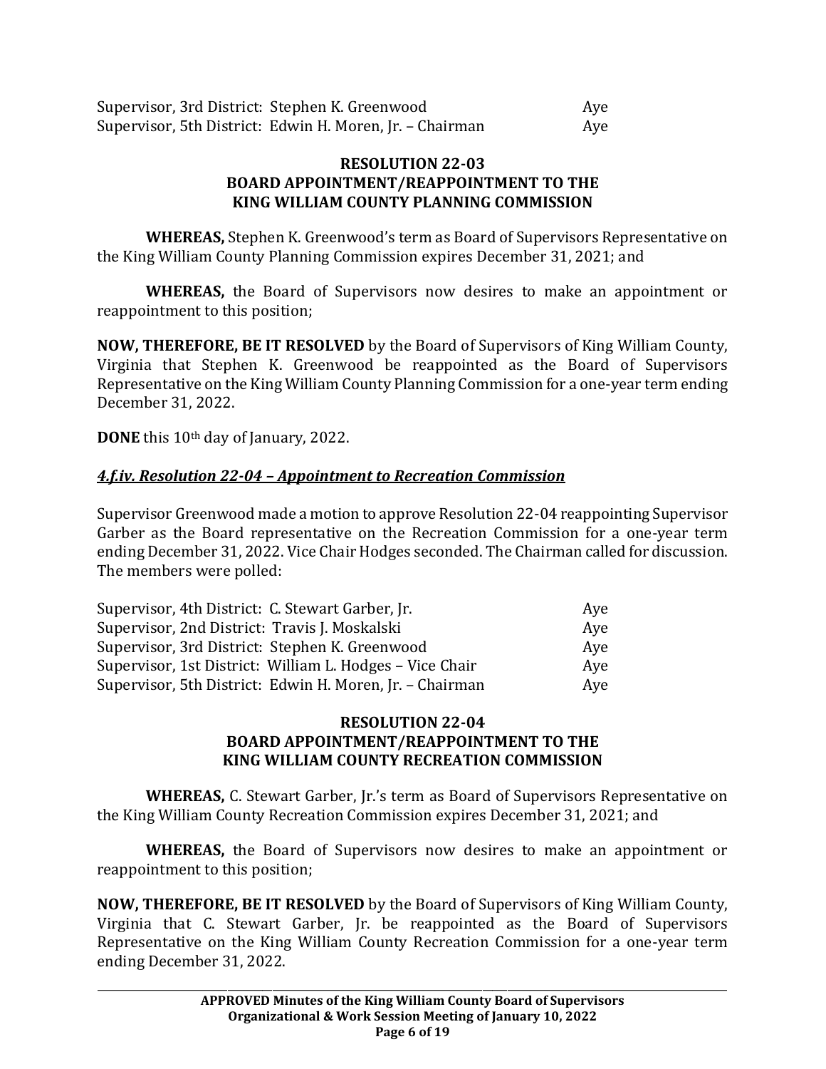| | |
|---|---|
| Supervisor, 3rd District: Stephen K. Greenwood | Aye |
| Supervisor, 5th District: Edwin H. Moren, Jr. – Chairman | Aye |

**RESOLUTION 22-03**
**BOARD APPOINTMENT/REAPPOINTMENT TO THE KING WILLIAM COUNTY PLANNING COMMISSION**

**WHEREAS,** Stephen K. Greenwood's term as Board of Supervisors Representative on the King William County Planning Commission expires December 31, 2021; and

**WHEREAS,** the Board of Supervisors now desires to make an appointment or reappointment to this position;

**NOW, THEREFORE, BE IT RESOLVED** by the Board of Supervisors of King William County, Virginia that Stephen K. Greenwood be reappointed as the Board of Supervisors Representative on the King William County Planning Commission for a one-year term ending December 31, 2022.

**DONE** this 10th day of January, 2022.

***4.f.iv. Resolution 22-04 – Appointment to Recreation Commission***

Supervisor Greenwood made a motion to approve Resolution 22-04 reappointing Supervisor Garber as the Board representative on the Recreation Commission for a one-year term ending December 31, 2022. Vice Chair Hodges seconded. The Chairman called for discussion. The members were polled:

| | |
|---|---|
| Supervisor, 4th District: C. Stewart Garber, Jr. | Aye |
| Supervisor, 2nd District: Travis J. Moskalski | Aye |
| Supervisor, 3rd District: Stephen K. Greenwood | Aye |
| Supervisor, 1st District: William L. Hodges – Vice Chair | Aye |
| Supervisor, 5th District: Edwin H. Moren, Jr. – Chairman | Aye |

**RESOLUTION 22-04**
**BOARD APPOINTMENT/REAPPOINTMENT TO THE KING WILLIAM COUNTY RECREATION COMMISSION**

**WHEREAS,** C. Stewart Garber, Jr.'s term as Board of Supervisors Representative on the King William County Recreation Commission expires December 31, 2021; and

**WHEREAS,** the Board of Supervisors now desires to make an appointment or reappointment to this position;

**NOW, THEREFORE, BE IT RESOLVED** by the Board of Supervisors of King William County, Virginia that C. Stewart Garber, Jr. be reappointed as the Board of Supervisors Representative on the King William County Recreation Commission for a one-year term ending December 31, 2022.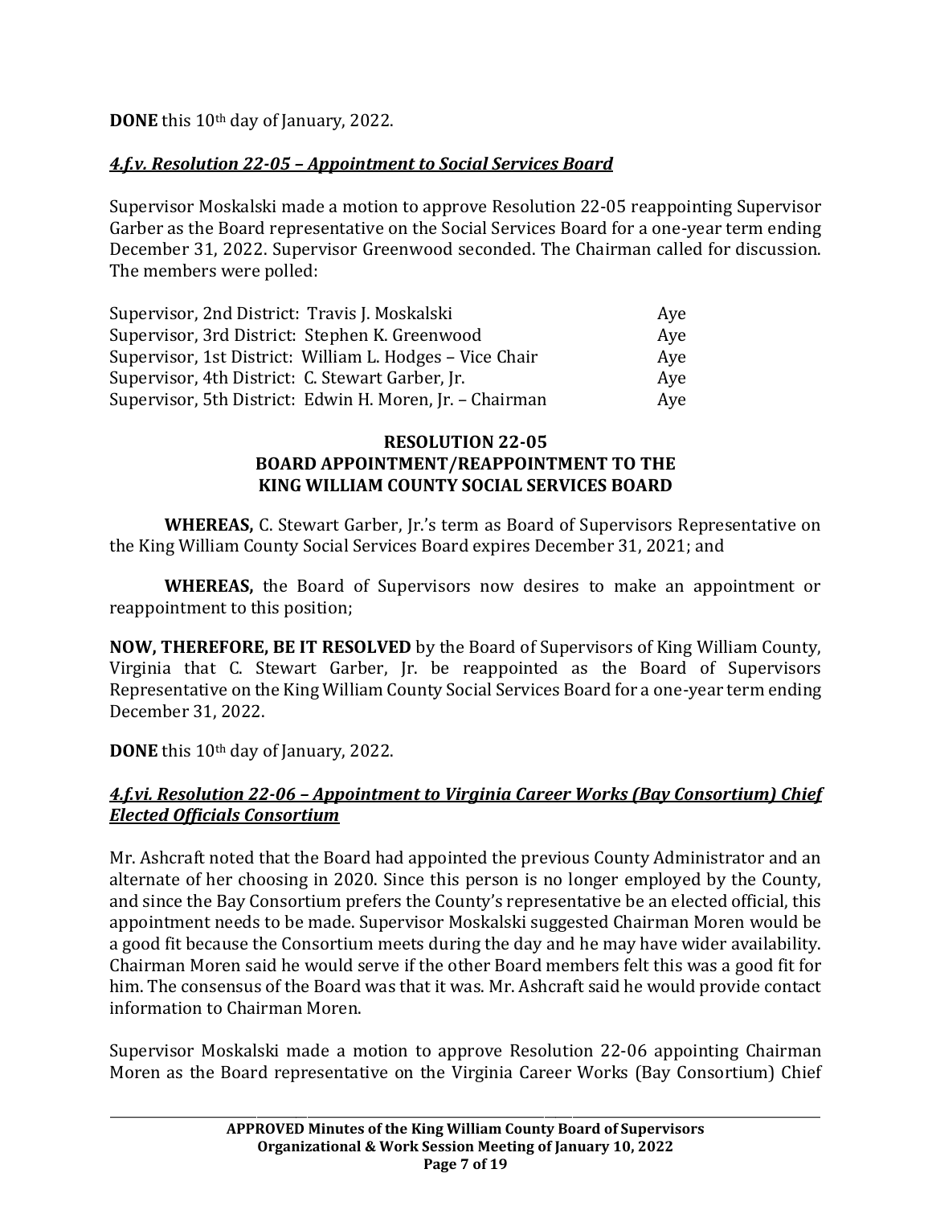**DONE** this 10th day of January, 2022.

### *4.f.v. Resolution 22-05 – Appointment to Social Services Board*

Supervisor Moskalski made a motion to approve Resolution 22-05 reappointing Supervisor Garber as the Board representative on the Social Services Board for a one-year term ending December 31, 2022. Supervisor Greenwood seconded. The Chairman called for discussion. The members were polled:

| | |
|---|---|
| Supervisor, 2nd District: Travis J. Moskalski | Aye |
| Supervisor, 3rd District: Stephen K. Greenwood | Aye |
| Supervisor, 1st District: William L. Hodges – Vice Chair | Aye |
| Supervisor, 4th District: C. Stewart Garber, Jr. | Aye |
| Supervisor, 5th District: Edwin H. Moren, Jr. – Chairman | Aye |

**RESOLUTION 22-05**
**BOARD APPOINTMENT/REAPPOINTMENT TO THE KING WILLIAM COUNTY SOCIAL SERVICES BOARD**

**WHEREAS,** C. Stewart Garber, Jr.'s term as Board of Supervisors Representative on the King William County Social Services Board expires December 31, 2021; and

**WHEREAS,** the Board of Supervisors now desires to make an appointment or reappointment to this position;

**NOW, THEREFORE, BE IT RESOLVED** by the Board of Supervisors of King William County, Virginia that C. Stewart Garber, Jr. be reappointed as the Board of Supervisors Representative on the King William County Social Services Board for a one-year term ending December 31, 2022.

**DONE** this 10th day of January, 2022.

### *4.f.vi. Resolution 22-06 – Appointment to Virginia Career Works (Bay Consortium) Chief Elected Officials Consortium*

Mr. Ashcraft noted that the Board had appointed the previous County Administrator and an alternate of her choosing in 2020. Since this person is no longer employed by the County, and since the Bay Consortium prefers the County's representative be an elected official, this appointment needs to be made. Supervisor Moskalski suggested Chairman Moren would be a good fit because the Consortium meets during the day and he may have wider availability. Chairman Moren said he would serve if the other Board members felt this was a good fit for him. The consensus of the Board was that it was. Mr. Ashcraft said he would provide contact information to Chairman Moren.

Supervisor Moskalski made a motion to approve Resolution 22-06 appointing Chairman Moren as the Board representative on the Virginia Career Works (Bay Consortium) Chief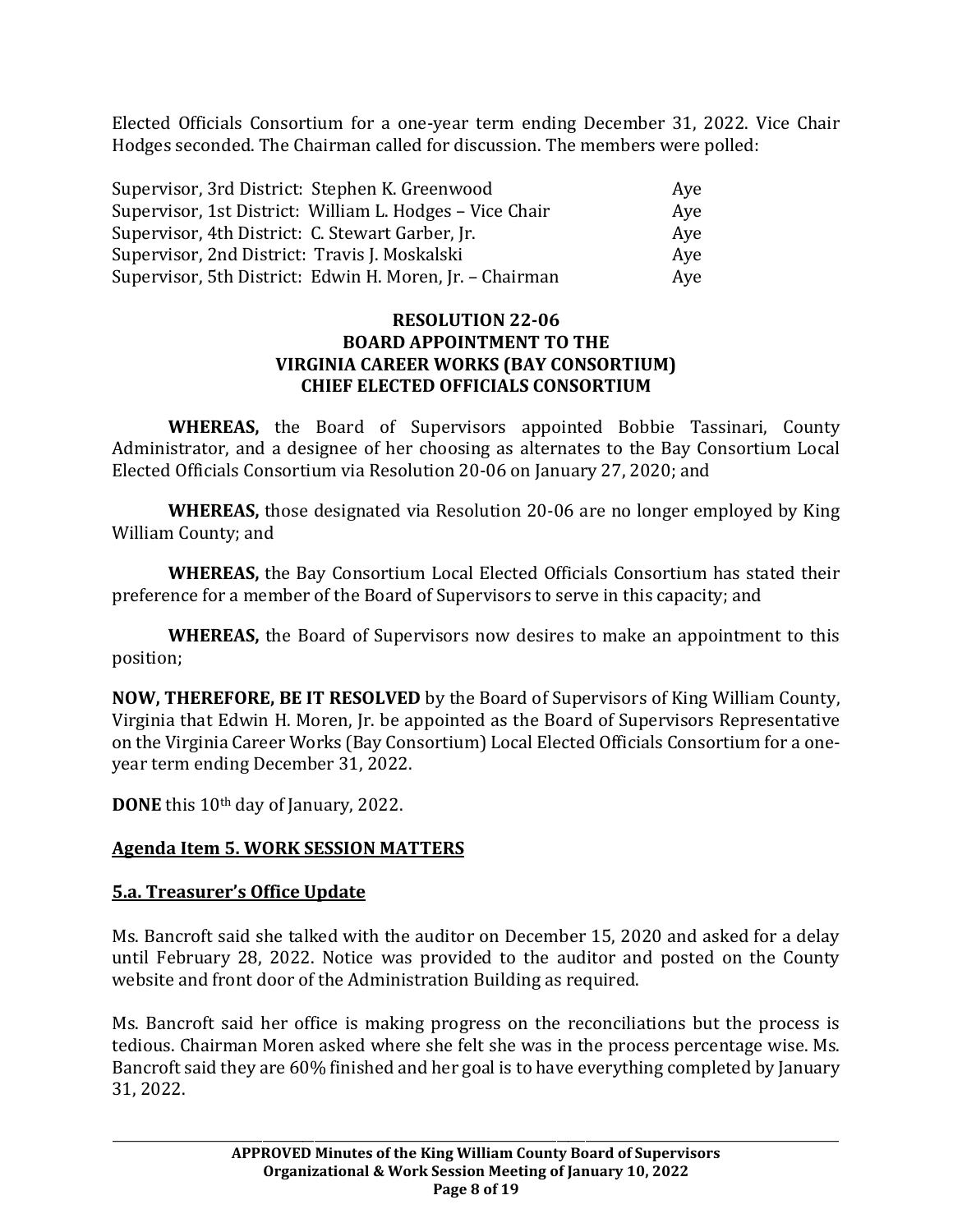Elected Officials Consortium for a one-year term ending December 31, 2022. Vice Chair Hodges seconded. The Chairman called for discussion. The members were polled:

| | |
|---|---|
| Supervisor, 3rd District: Stephen K. Greenwood | Aye |
| Supervisor, 1st District: William L. Hodges – Vice Chair | Aye |
| Supervisor, 4th District: C. Stewart Garber, Jr. | Aye |
| Supervisor, 2nd District: Travis J. Moskalski | Aye |
| Supervisor, 5th District: Edwin H. Moren, Jr. – Chairman | Aye |

**RESOLUTION 22-06**
**BOARD APPOINTMENT TO THE**
**VIRGINIA CAREER WORKS (BAY CONSORTIUM)**
**CHIEF ELECTED OFFICIALS CONSORTIUM**

**WHEREAS,** the Board of Supervisors appointed Bobbie Tassinari, County Administrator, and a designee of her choosing as alternates to the Bay Consortium Local Elected Officials Consortium via Resolution 20-06 on January 27, 2020; and

**WHEREAS,** those designated via Resolution 20-06 are no longer employed by King William County; and

**WHEREAS,** the Bay Consortium Local Elected Officials Consortium has stated their preference for a member of the Board of Supervisors to serve in this capacity; and

**WHEREAS,** the Board of Supervisors now desires to make an appointment to this position;

**NOW, THEREFORE, BE IT RESOLVED** by the Board of Supervisors of King William County, Virginia that Edwin H. Moren, Jr. be appointed as the Board of Supervisors Representative on the Virginia Career Works (Bay Consortium) Local Elected Officials Consortium for a one-year term ending December 31, 2022.

**DONE** this 10th day of January, 2022.

## Agenda Item 5. WORK SESSION MATTERS

### 5.a. Treasurer's Office Update

Ms. Bancroft said she talked with the auditor on December 15, 2020 and asked for a delay until February 28, 2022. Notice was provided to the auditor and posted on the County website and front door of the Administration Building as required.

Ms. Bancroft said her office is making progress on the reconciliations but the process is tedious. Chairman Moren asked where she felt she was in the process percentage wise. Ms. Bancroft said they are 60% finished and her goal is to have everything completed by January 31, 2022.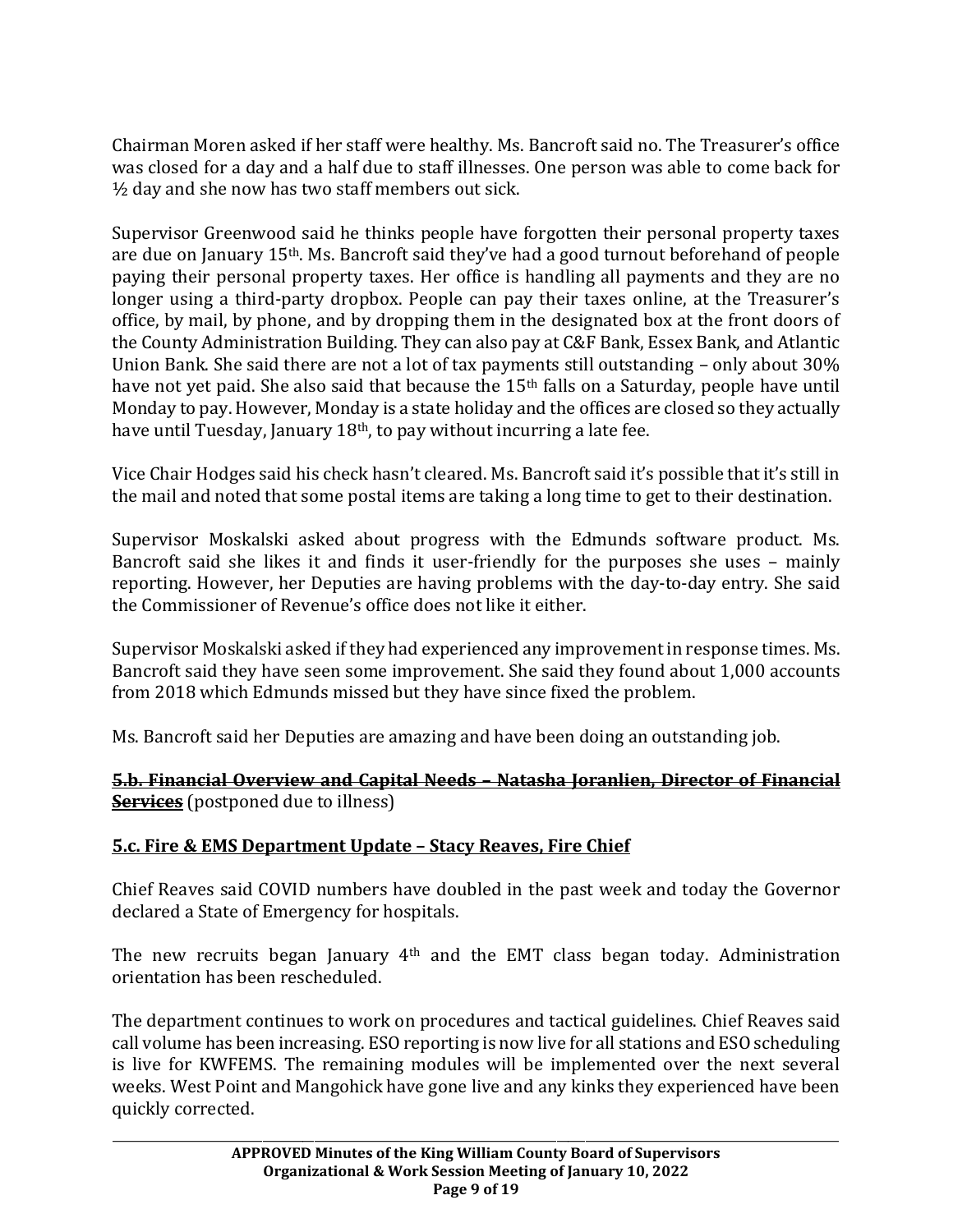Chairman Moren asked if her staff were healthy. Ms. Bancroft said no. The Treasurer's office was closed for a day and a half due to staff illnesses. One person was able to come back for ½ day and she now has two staff members out sick.

Supervisor Greenwood said he thinks people have forgotten their personal property taxes are due on January 15th. Ms. Bancroft said they've had a good turnout beforehand of people paying their personal property taxes. Her office is handling all payments and they are no longer using a third-party dropbox. People can pay their taxes online, at the Treasurer's office, by mail, by phone, and by dropping them in the designated box at the front doors of the County Administration Building. They can also pay at C&F Bank, Essex Bank, and Atlantic Union Bank. She said there are not a lot of tax payments still outstanding – only about 30% have not yet paid. She also said that because the 15th falls on a Saturday, people have until Monday to pay. However, Monday is a state holiday and the offices are closed so they actually have until Tuesday, January 18th, to pay without incurring a late fee.

Vice Chair Hodges said his check hasn't cleared. Ms. Bancroft said it's possible that it's still in the mail and noted that some postal items are taking a long time to get to their destination.

Supervisor Moskalski asked about progress with the Edmunds software product. Ms. Bancroft said she likes it and finds it user-friendly for the purposes she uses – mainly reporting. However, her Deputies are having problems with the day-to-day entry. She said the Commissioner of Revenue's office does not like it either.

Supervisor Moskalski asked if they had experienced any improvement in response times. Ms. Bancroft said they have seen some improvement. She said they found about 1,000 accounts from 2018 which Edmunds missed but they have since fixed the problem.

Ms. Bancroft said her Deputies are amazing and have been doing an outstanding job.

**<u>~~5.b. Financial Overview and Capital Needs – Natasha Joranlien, Director of Financial Services~~</u>** (postponed due to illness)

**<u>5.c. Fire & EMS Department Update – Stacy Reaves, Fire Chief</u>**

Chief Reaves said COVID numbers have doubled in the past week and today the Governor declared a State of Emergency for hospitals.

The new recruits began January 4th and the EMT class began today. Administration orientation has been rescheduled.

The department continues to work on procedures and tactical guidelines. Chief Reaves said call volume has been increasing. ESO reporting is now live for all stations and ESO scheduling is live for KWFEMS. The remaining modules will be implemented over the next several weeks. West Point and Mangohick have gone live and any kinks they experienced have been quickly corrected.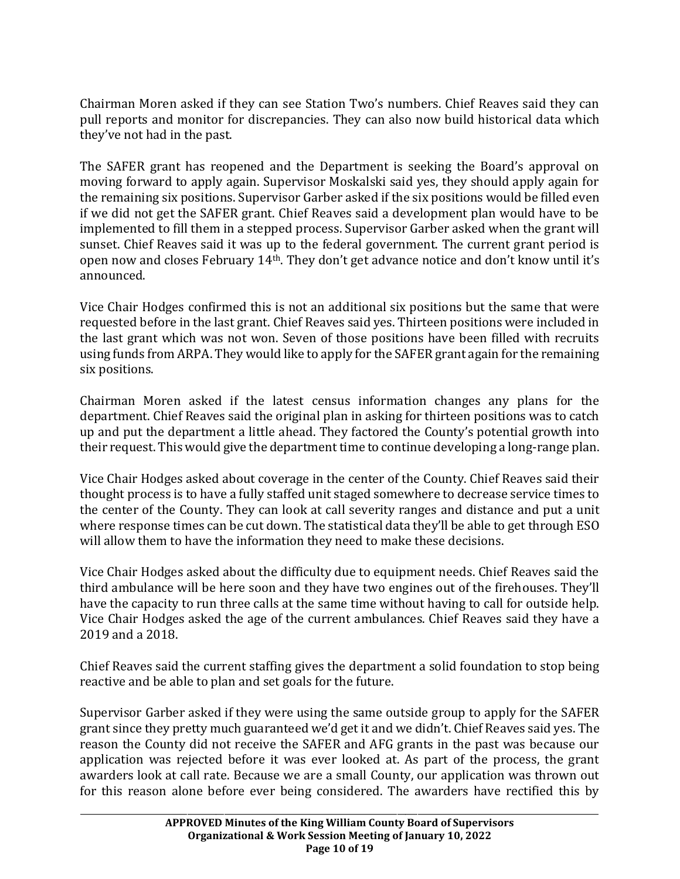Chairman Moren asked if they can see Station Two's numbers. Chief Reaves said they can pull reports and monitor for discrepancies. They can also now build historical data which they've not had in the past.

The SAFER grant has reopened and the Department is seeking the Board's approval on moving forward to apply again. Supervisor Moskalski said yes, they should apply again for the remaining six positions. Supervisor Garber asked if the six positions would be filled even if we did not get the SAFER grant. Chief Reaves said a development plan would have to be implemented to fill them in a stepped process. Supervisor Garber asked when the grant will sunset. Chief Reaves said it was up to the federal government. The current grant period is open now and closes February 14th. They don't get advance notice and don't know until it's announced.

Vice Chair Hodges confirmed this is not an additional six positions but the same that were requested before in the last grant. Chief Reaves said yes. Thirteen positions were included in the last grant which was not won. Seven of those positions have been filled with recruits using funds from ARPA. They would like to apply for the SAFER grant again for the remaining six positions.

Chairman Moren asked if the latest census information changes any plans for the department. Chief Reaves said the original plan in asking for thirteen positions was to catch up and put the department a little ahead. They factored the County's potential growth into their request. This would give the department time to continue developing a long-range plan.

Vice Chair Hodges asked about coverage in the center of the County. Chief Reaves said their thought process is to have a fully staffed unit staged somewhere to decrease service times to the center of the County. They can look at call severity ranges and distance and put a unit where response times can be cut down. The statistical data they'll be able to get through ESO will allow them to have the information they need to make these decisions.

Vice Chair Hodges asked about the difficulty due to equipment needs. Chief Reaves said the third ambulance will be here soon and they have two engines out of the firehouses. They'll have the capacity to run three calls at the same time without having to call for outside help. Vice Chair Hodges asked the age of the current ambulances. Chief Reaves said they have a 2019 and a 2018.

Chief Reaves said the current staffing gives the department a solid foundation to stop being reactive and be able to plan and set goals for the future.

Supervisor Garber asked if they were using the same outside group to apply for the SAFER grant since they pretty much guaranteed we'd get it and we didn't. Chief Reaves said yes. The reason the County did not receive the SAFER and AFG grants in the past was because our application was rejected before it was ever looked at. As part of the process, the grant awarders look at call rate. Because we are a small County, our application was thrown out for this reason alone before ever being considered. The awarders have rectified this by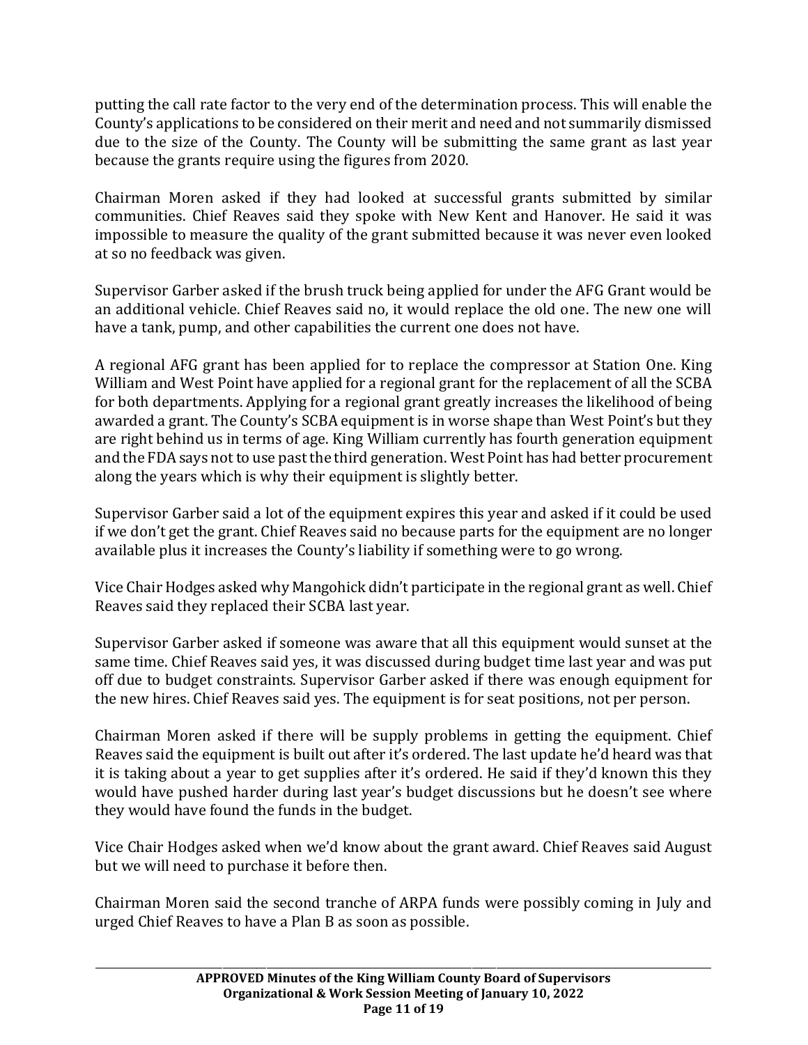putting the call rate factor to the very end of the determination process. This will enable the County's applications to be considered on their merit and need and not summarily dismissed due to the size of the County. The County will be submitting the same grant as last year because the grants require using the figures from 2020.

Chairman Moren asked if they had looked at successful grants submitted by similar communities. Chief Reaves said they spoke with New Kent and Hanover. He said it was impossible to measure the quality of the grant submitted because it was never even looked at so no feedback was given.

Supervisor Garber asked if the brush truck being applied for under the AFG Grant would be an additional vehicle. Chief Reaves said no, it would replace the old one. The new one will have a tank, pump, and other capabilities the current one does not have.

A regional AFG grant has been applied for to replace the compressor at Station One. King William and West Point have applied for a regional grant for the replacement of all the SCBA for both departments. Applying for a regional grant greatly increases the likelihood of being awarded a grant. The County's SCBA equipment is in worse shape than West Point's but they are right behind us in terms of age. King William currently has fourth generation equipment and the FDA says not to use past the third generation. West Point has had better procurement along the years which is why their equipment is slightly better.

Supervisor Garber said a lot of the equipment expires this year and asked if it could be used if we don't get the grant. Chief Reaves said no because parts for the equipment are no longer available plus it increases the County's liability if something were to go wrong.

Vice Chair Hodges asked why Mangohick didn't participate in the regional grant as well. Chief Reaves said they replaced their SCBA last year.

Supervisor Garber asked if someone was aware that all this equipment would sunset at the same time. Chief Reaves said yes, it was discussed during budget time last year and was put off due to budget constraints. Supervisor Garber asked if there was enough equipment for the new hires. Chief Reaves said yes. The equipment is for seat positions, not per person.

Chairman Moren asked if there will be supply problems in getting the equipment. Chief Reaves said the equipment is built out after it's ordered. The last update he'd heard was that it is taking about a year to get supplies after it's ordered. He said if they'd known this they would have pushed harder during last year's budget discussions but he doesn't see where they would have found the funds in the budget.

Vice Chair Hodges asked when we'd know about the grant award. Chief Reaves said August but we will need to purchase it before then.

Chairman Moren said the second tranche of ARPA funds were possibly coming in July and urged Chief Reaves to have a Plan B as soon as possible.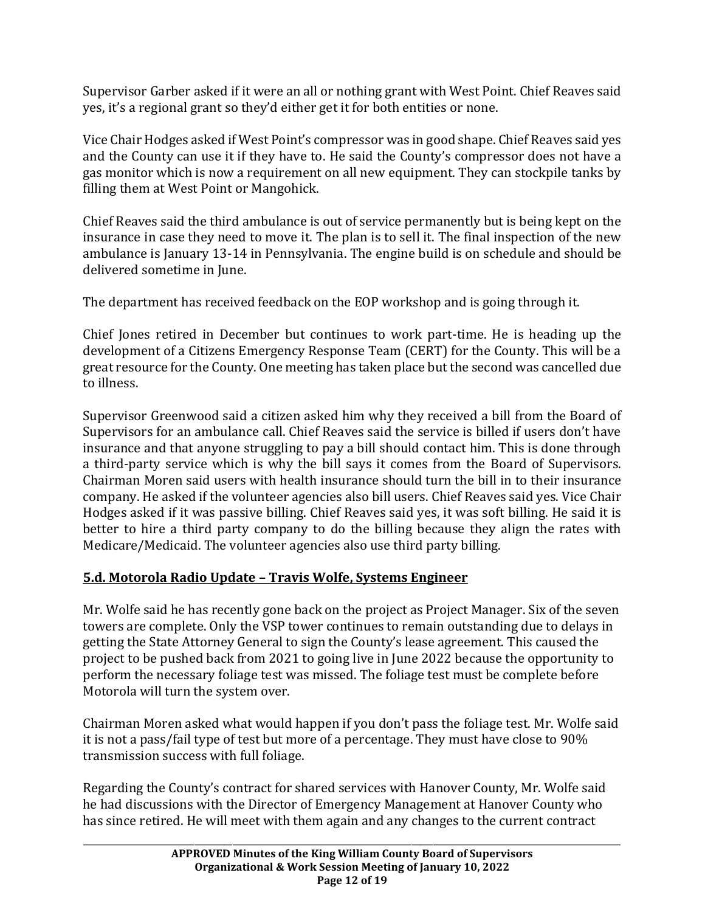Supervisor Garber asked if it were an all or nothing grant with West Point. Chief Reaves said yes, it's a regional grant so they'd either get it for both entities or none.

Vice Chair Hodges asked if West Point's compressor was in good shape. Chief Reaves said yes and the County can use it if they have to. He said the County's compressor does not have a gas monitor which is now a requirement on all new equipment. They can stockpile tanks by filling them at West Point or Mangohick.

Chief Reaves said the third ambulance is out of service permanently but is being kept on the insurance in case they need to move it. The plan is to sell it. The final inspection of the new ambulance is January 13-14 in Pennsylvania. The engine build is on schedule and should be delivered sometime in June.

The department has received feedback on the EOP workshop and is going through it.

Chief Jones retired in December but continues to work part-time. He is heading up the development of a Citizens Emergency Response Team (CERT) for the County. This will be a great resource for the County. One meeting has taken place but the second was cancelled due to illness.

Supervisor Greenwood said a citizen asked him why they received a bill from the Board of Supervisors for an ambulance call. Chief Reaves said the service is billed if users don't have insurance and that anyone struggling to pay a bill should contact him. This is done through a third-party service which is why the bill says it comes from the Board of Supervisors. Chairman Moren said users with health insurance should turn the bill in to their insurance company. He asked if the volunteer agencies also bill users. Chief Reaves said yes. Vice Chair Hodges asked if it was passive billing. Chief Reaves said yes, it was soft billing. He said it is better to hire a third party company to do the billing because they align the rates with Medicare/Medicaid. The volunteer agencies also use third party billing.

## 5.d. Motorola Radio Update – Travis Wolfe, Systems Engineer

Mr. Wolfe said he has recently gone back on the project as Project Manager. Six of the seven towers are complete. Only the VSP tower continues to remain outstanding due to delays in getting the State Attorney General to sign the County's lease agreement. This caused the project to be pushed back from 2021 to going live in June 2022 because the opportunity to perform the necessary foliage test was missed. The foliage test must be complete before Motorola will turn the system over.

Chairman Moren asked what would happen if you don't pass the foliage test. Mr. Wolfe said it is not a pass/fail type of test but more of a percentage. They must have close to 90% transmission success with full foliage.

Regarding the County's contract for shared services with Hanover County, Mr. Wolfe said he had discussions with the Director of Emergency Management at Hanover County who has since retired. He will meet with them again and any changes to the current contract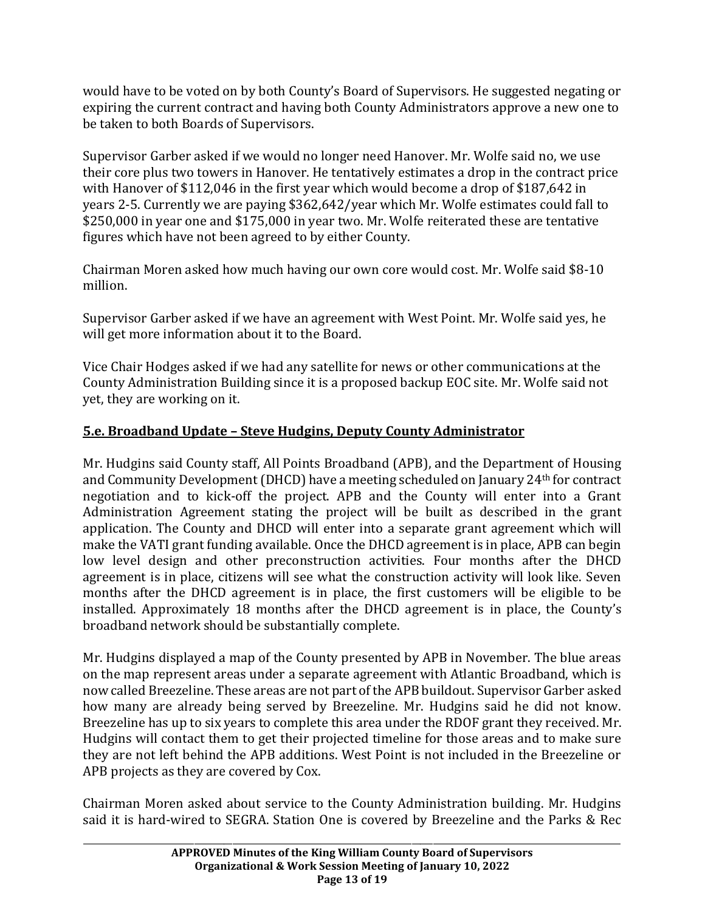would have to be voted on by both County's Board of Supervisors. He suggested negating or expiring the current contract and having both County Administrators approve a new one to be taken to both Boards of Supervisors.

Supervisor Garber asked if we would no longer need Hanover. Mr. Wolfe said no, we use their core plus two towers in Hanover. He tentatively estimates a drop in the contract price with Hanover of $112,046 in the first year which would become a drop of $187,642 in years 2-5. Currently we are paying $362,642/year which Mr. Wolfe estimates could fall to $250,000 in year one and $175,000 in year two. Mr. Wolfe reiterated these are tentative figures which have not been agreed to by either County.

Chairman Moren asked how much having our own core would cost. Mr. Wolfe said $8-10 million.

Supervisor Garber asked if we have an agreement with West Point. Mr. Wolfe said yes, he will get more information about it to the Board.

Vice Chair Hodges asked if we had any satellite for news or other communications at the County Administration Building since it is a proposed backup EOC site. Mr. Wolfe said not yet, they are working on it.

## 5.e. Broadband Update – Steve Hudgins, Deputy County Administrator

Mr. Hudgins said County staff, All Points Broadband (APB), and the Department of Housing and Community Development (DHCD) have a meeting scheduled on January 24th for contract negotiation and to kick-off the project. APB and the County will enter into a Grant Administration Agreement stating the project will be built as described in the grant application. The County and DHCD will enter into a separate grant agreement which will make the VATI grant funding available. Once the DHCD agreement is in place, APB can begin low level design and other preconstruction activities. Four months after the DHCD agreement is in place, citizens will see what the construction activity will look like. Seven months after the DHCD agreement is in place, the first customers will be eligible to be installed. Approximately 18 months after the DHCD agreement is in place, the County's broadband network should be substantially complete.

Mr. Hudgins displayed a map of the County presented by APB in November. The blue areas on the map represent areas under a separate agreement with Atlantic Broadband, which is now called Breezeline. These areas are not part of the APB buildout. Supervisor Garber asked how many are already being served by Breezeline. Mr. Hudgins said he did not know. Breezeline has up to six years to complete this area under the RDOF grant they received. Mr. Hudgins will contact them to get their projected timeline for those areas and to make sure they are not left behind the APB additions. West Point is not included in the Breezeline or APB projects as they are covered by Cox.

Chairman Moren asked about service to the County Administration building. Mr. Hudgins said it is hard-wired to SEGRA. Station One is covered by Breezeline and the Parks & Rec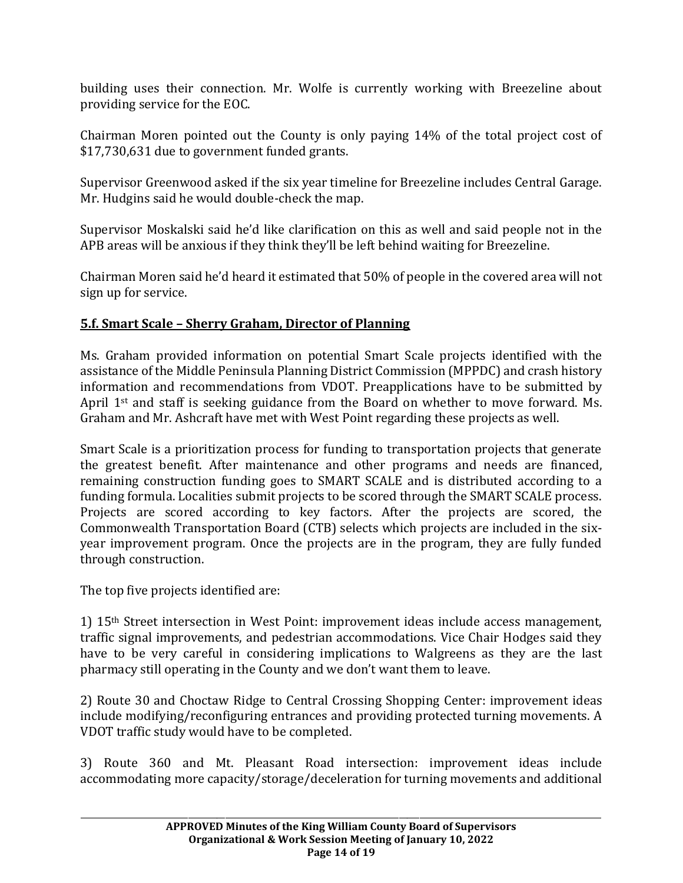building uses their connection. Mr. Wolfe is currently working with Breezeline about providing service for the EOC.

Chairman Moren pointed out the County is only paying 14% of the total project cost of $17,730,631 due to government funded grants.

Supervisor Greenwood asked if the six year timeline for Breezeline includes Central Garage. Mr. Hudgins said he would double-check the map.

Supervisor Moskalski said he'd like clarification on this as well and said people not in the APB areas will be anxious if they think they'll be left behind waiting for Breezeline.

Chairman Moren said he'd heard it estimated that 50% of people in the covered area will not sign up for service.

**5.f. Smart Scale – Sherry Graham, Director of Planning**

Ms. Graham provided information on potential Smart Scale projects identified with the assistance of the Middle Peninsula Planning District Commission (MPPDC) and crash history information and recommendations from VDOT. Preapplications have to be submitted by April 1st and staff is seeking guidance from the Board on whether to move forward. Ms. Graham and Mr. Ashcraft have met with West Point regarding these projects as well.

Smart Scale is a prioritization process for funding to transportation projects that generate the greatest benefit. After maintenance and other programs and needs are financed, remaining construction funding goes to SMART SCALE and is distributed according to a funding formula. Localities submit projects to be scored through the SMART SCALE process. Projects are scored according to key factors. After the projects are scored, the Commonwealth Transportation Board (CTB) selects which projects are included in the six-year improvement program. Once the projects are in the program, they are fully funded through construction.

The top five projects identified are:

1) 15th Street intersection in West Point: improvement ideas include access management, traffic signal improvements, and pedestrian accommodations. Vice Chair Hodges said they have to be very careful in considering implications to Walgreens as they are the last pharmacy still operating in the County and we don't want them to leave.

2) Route 30 and Choctaw Ridge to Central Crossing Shopping Center: improvement ideas include modifying/reconfiguring entrances and providing protected turning movements. A VDOT traffic study would have to be completed.

3) Route 360 and Mt. Pleasant Road intersection: improvement ideas include accommodating more capacity/storage/deceleration for turning movements and additional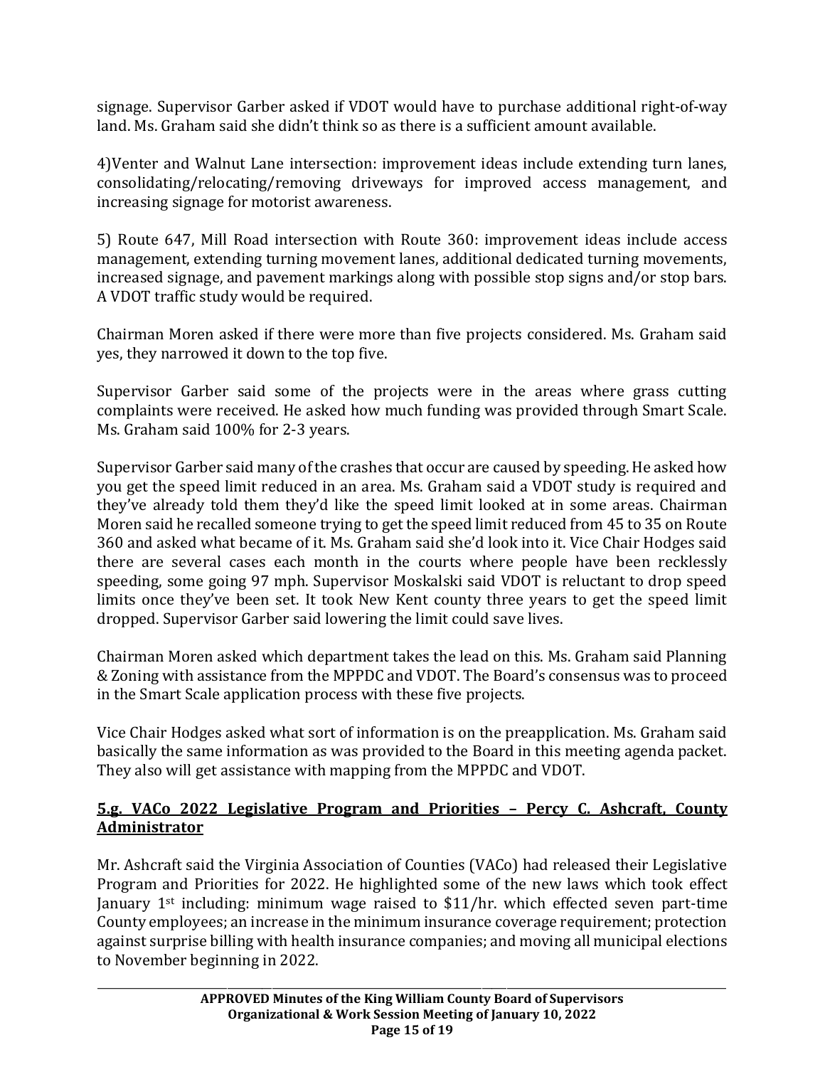signage. Supervisor Garber asked if VDOT would have to purchase additional right-of-way land. Ms. Graham said she didn't think so as there is a sufficient amount available.

4)Venter and Walnut Lane intersection: improvement ideas include extending turn lanes, consolidating/relocating/removing driveways for improved access management, and increasing signage for motorist awareness.

5) Route 647, Mill Road intersection with Route 360: improvement ideas include access management, extending turning movement lanes, additional dedicated turning movements, increased signage, and pavement markings along with possible stop signs and/or stop bars. A VDOT traffic study would be required.

Chairman Moren asked if there were more than five projects considered. Ms. Graham said yes, they narrowed it down to the top five.

Supervisor Garber said some of the projects were in the areas where grass cutting complaints were received. He asked how much funding was provided through Smart Scale. Ms. Graham said 100% for 2-3 years.

Supervisor Garber said many of the crashes that occur are caused by speeding. He asked how you get the speed limit reduced in an area. Ms. Graham said a VDOT study is required and they've already told them they'd like the speed limit looked at in some areas. Chairman Moren said he recalled someone trying to get the speed limit reduced from 45 to 35 on Route 360 and asked what became of it. Ms. Graham said she'd look into it. Vice Chair Hodges said there are several cases each month in the courts where people have been recklessly speeding, some going 97 mph. Supervisor Moskalski said VDOT is reluctant to drop speed limits once they've been set. It took New Kent county three years to get the speed limit dropped. Supervisor Garber said lowering the limit could save lives.

Chairman Moren asked which department takes the lead on this. Ms. Graham said Planning & Zoning with assistance from the MPPDC and VDOT. The Board's consensus was to proceed in the Smart Scale application process with these five projects.

Vice Chair Hodges asked what sort of information is on the preapplication. Ms. Graham said basically the same information as was provided to the Board in this meeting agenda packet. They also will get assistance with mapping from the MPPDC and VDOT.

## **5.g. VACo 2022 Legislative Program and Priorities – Percy C. Ashcraft, County Administrator**

Mr. Ashcraft said the Virginia Association of Counties (VACo) had released their Legislative Program and Priorities for 2022. He highlighted some of the new laws which took effect January 1st including: minimum wage raised to $11/hr. which effected seven part-time County employees; an increase in the minimum insurance coverage requirement; protection against surprise billing with health insurance companies; and moving all municipal elections to November beginning in 2022.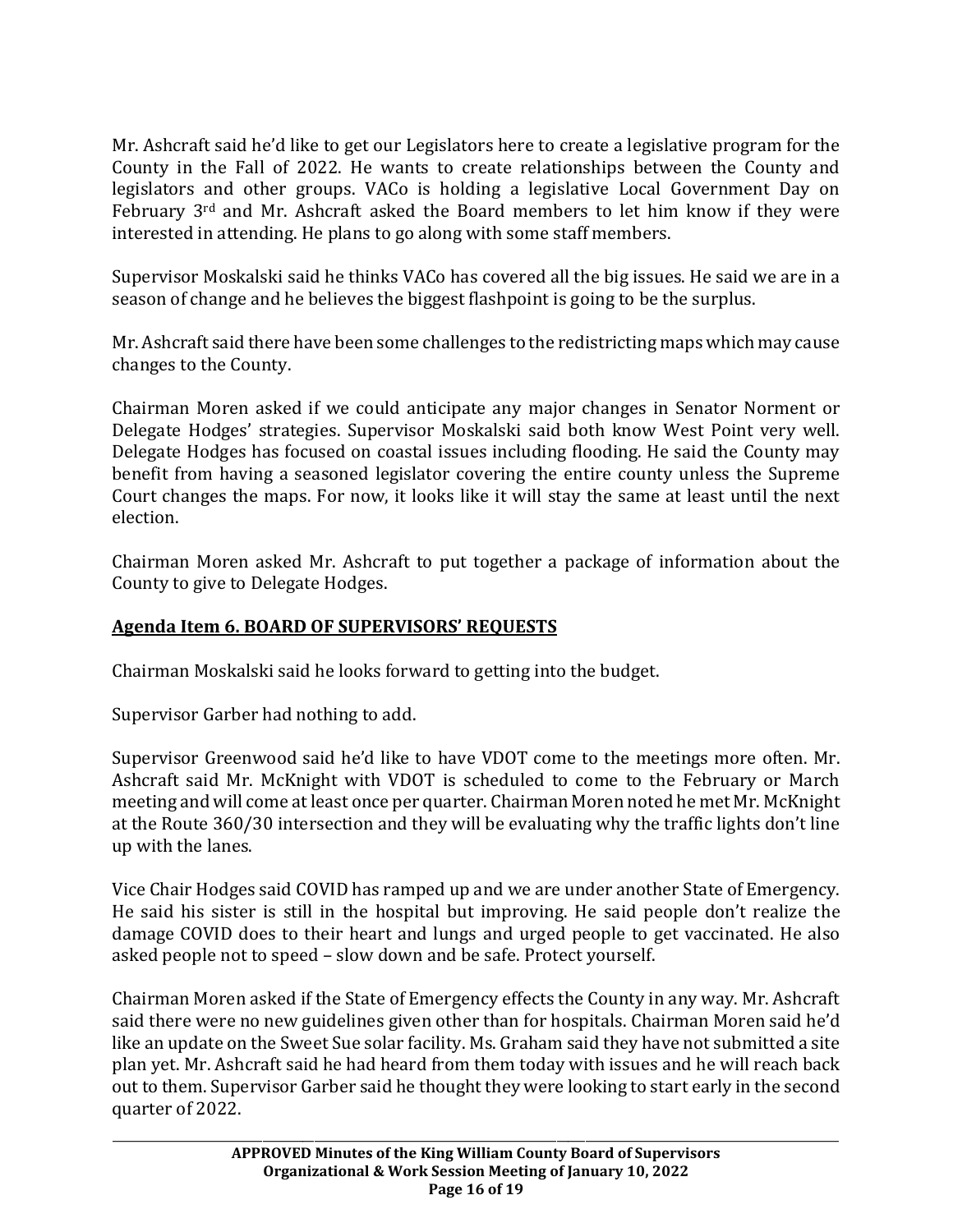Mr. Ashcraft said he'd like to get our Legislators here to create a legislative program for the County in the Fall of 2022. He wants to create relationships between the County and legislators and other groups. VACo is holding a legislative Local Government Day on February 3rd and Mr. Ashcraft asked the Board members to let him know if they were interested in attending. He plans to go along with some staff members.

Supervisor Moskalski said he thinks VACo has covered all the big issues. He said we are in a season of change and he believes the biggest flashpoint is going to be the surplus.

Mr. Ashcraft said there have been some challenges to the redistricting maps which may cause changes to the County.

Chairman Moren asked if we could anticipate any major changes in Senator Norment or Delegate Hodges' strategies. Supervisor Moskalski said both know West Point very well. Delegate Hodges has focused on coastal issues including flooding. He said the County may benefit from having a seasoned legislator covering the entire county unless the Supreme Court changes the maps. For now, it looks like it will stay the same at least until the next election.

Chairman Moren asked Mr. Ashcraft to put together a package of information about the County to give to Delegate Hodges.

## Agenda Item 6. BOARD OF SUPERVISORS' REQUESTS

Chairman Moskalski said he looks forward to getting into the budget.

Supervisor Garber had nothing to add.

Supervisor Greenwood said he'd like to have VDOT come to the meetings more often. Mr. Ashcraft said Mr. McKnight with VDOT is scheduled to come to the February or March meeting and will come at least once per quarter. Chairman Moren noted he met Mr. McKnight at the Route 360/30 intersection and they will be evaluating why the traffic lights don't line up with the lanes.

Vice Chair Hodges said COVID has ramped up and we are under another State of Emergency. He said his sister is still in the hospital but improving. He said people don't realize the damage COVID does to their heart and lungs and urged people to get vaccinated. He also asked people not to speed – slow down and be safe. Protect yourself.

Chairman Moren asked if the State of Emergency effects the County in any way. Mr. Ashcraft said there were no new guidelines given other than for hospitals. Chairman Moren said he'd like an update on the Sweet Sue solar facility. Ms. Graham said they have not submitted a site plan yet. Mr. Ashcraft said he had heard from them today with issues and he will reach back out to them. Supervisor Garber said he thought they were looking to start early in the second quarter of 2022.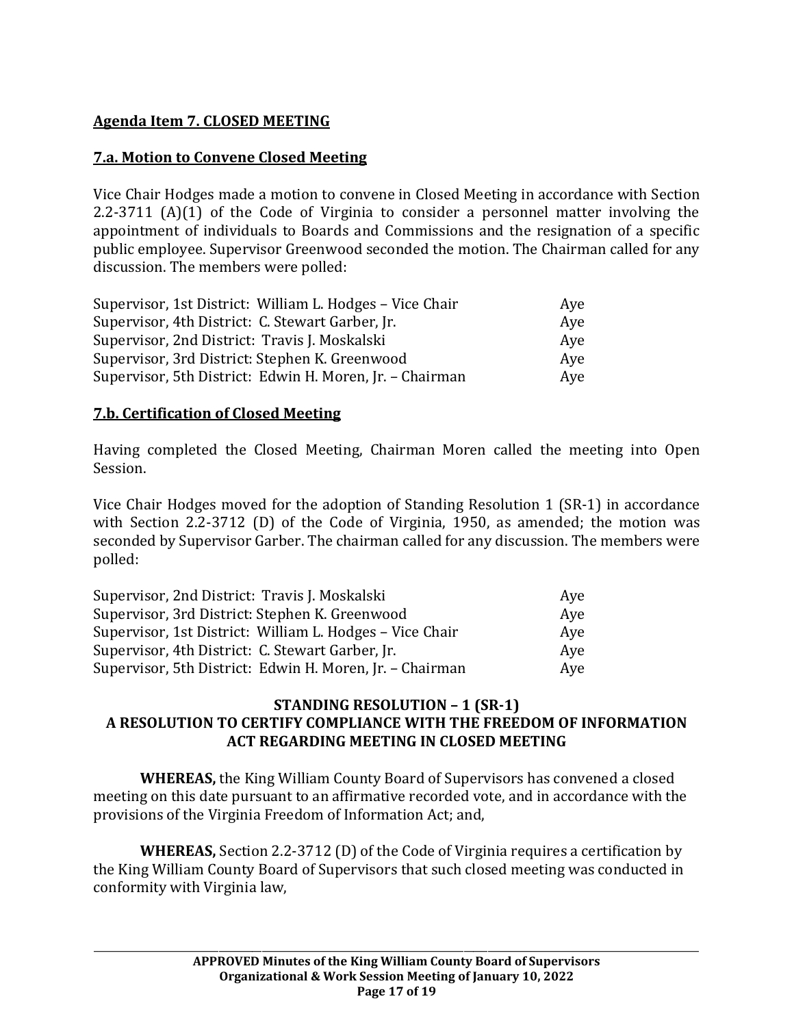**Agenda Item 7. CLOSED MEETING**

**7.a. Motion to Convene Closed Meeting**

Vice Chair Hodges made a motion to convene in Closed Meeting in accordance with Section 2.2-3711 (A)(1) of the Code of Virginia to consider a personnel matter involving the appointment of individuals to Boards and Commissions and the resignation of a specific public employee. Supervisor Greenwood seconded the motion. The Chairman called for any discussion. The members were polled:

| | |
|---|---|
| Supervisor, 1st District: William L. Hodges – Vice Chair | Aye |
| Supervisor, 4th District: C. Stewart Garber, Jr. | Aye |
| Supervisor, 2nd District: Travis J. Moskalski | Aye |
| Supervisor, 3rd District: Stephen K. Greenwood | Aye |
| Supervisor, 5th District: Edwin H. Moren, Jr. – Chairman | Aye |

**7.b. Certification of Closed Meeting**

Having completed the Closed Meeting, Chairman Moren called the meeting into Open Session.

Vice Chair Hodges moved for the adoption of Standing Resolution 1 (SR-1) in accordance with Section 2.2-3712 (D) of the Code of Virginia, 1950, as amended; the motion was seconded by Supervisor Garber. The chairman called for any discussion. The members were polled:

| | |
|---|---|
| Supervisor, 2nd District: Travis J. Moskalski | Aye |
| Supervisor, 3rd District: Stephen K. Greenwood | Aye |
| Supervisor, 1st District: William L. Hodges – Vice Chair | Aye |
| Supervisor, 4th District: C. Stewart Garber, Jr. | Aye |
| Supervisor, 5th District: Edwin H. Moren, Jr. – Chairman | Aye |

**STANDING RESOLUTION – 1 (SR-1)**
**A RESOLUTION TO CERTIFY COMPLIANCE WITH THE FREEDOM OF INFORMATION ACT REGARDING MEETING IN CLOSED MEETING**

**WHEREAS,** the King William County Board of Supervisors has convened a closed meeting on this date pursuant to an affirmative recorded vote, and in accordance with the provisions of the Virginia Freedom of Information Act; and,

**WHEREAS,** Section 2.2-3712 (D) of the Code of Virginia requires a certification by the King William County Board of Supervisors that such closed meeting was conducted in conformity with Virginia law,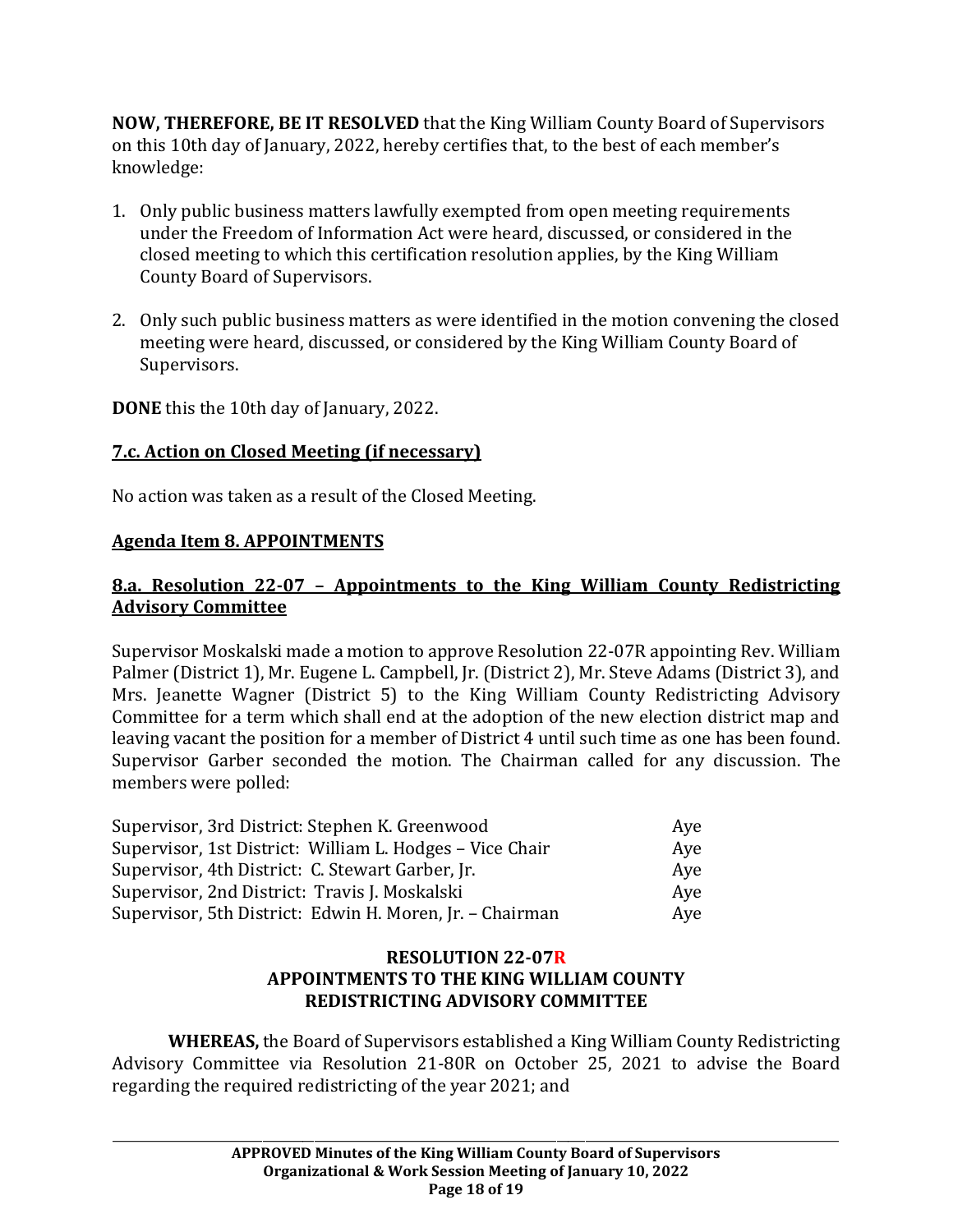**NOW, THEREFORE, BE IT RESOLVED** that the King William County Board of Supervisors on this 10th day of January, 2022, hereby certifies that, to the best of each member's knowledge:

1. Only public business matters lawfully exempted from open meeting requirements under the Freedom of Information Act were heard, discussed, or considered in the closed meeting to which this certification resolution applies, by the King William County Board of Supervisors.

2. Only such public business matters as were identified in the motion convening the closed meeting were heard, discussed, or considered by the King William County Board of Supervisors.

**DONE** this the 10th day of January, 2022.

## 7.c. Action on Closed Meeting (if necessary)

No action was taken as a result of the Closed Meeting.

## Agenda Item 8. APPOINTMENTS

### 8.a. Resolution 22-07 – Appointments to the King William County Redistricting Advisory Committee

Supervisor Moskalski made a motion to approve Resolution 22-07R appointing Rev. William Palmer (District 1), Mr. Eugene L. Campbell, Jr. (District 2), Mr. Steve Adams (District 3), and Mrs. Jeanette Wagner (District 5) to the King William County Redistricting Advisory Committee for a term which shall end at the adoption of the new election district map and leaving vacant the position for a member of District 4 until such time as one has been found. Supervisor Garber seconded the motion. The Chairman called for any discussion. The members were polled:

| | |
|---|---|
| Supervisor, 3rd District: Stephen K. Greenwood | Aye |
| Supervisor, 1st District: William L. Hodges – Vice Chair | Aye |
| Supervisor, 4th District: C. Stewart Garber, Jr. | Aye |
| Supervisor, 2nd District: Travis J. Moskalski | Aye |
| Supervisor, 5th District: Edwin H. Moren, Jr. – Chairman | Aye |

**RESOLUTION 22-07R**
**APPOINTMENTS TO THE KING WILLIAM COUNTY REDISTRICTING ADVISORY COMMITTEE**

**WHEREAS,** the Board of Supervisors established a King William County Redistricting Advisory Committee via Resolution 21-80R on October 25, 2021 to advise the Board regarding the required redistricting of the year 2021; and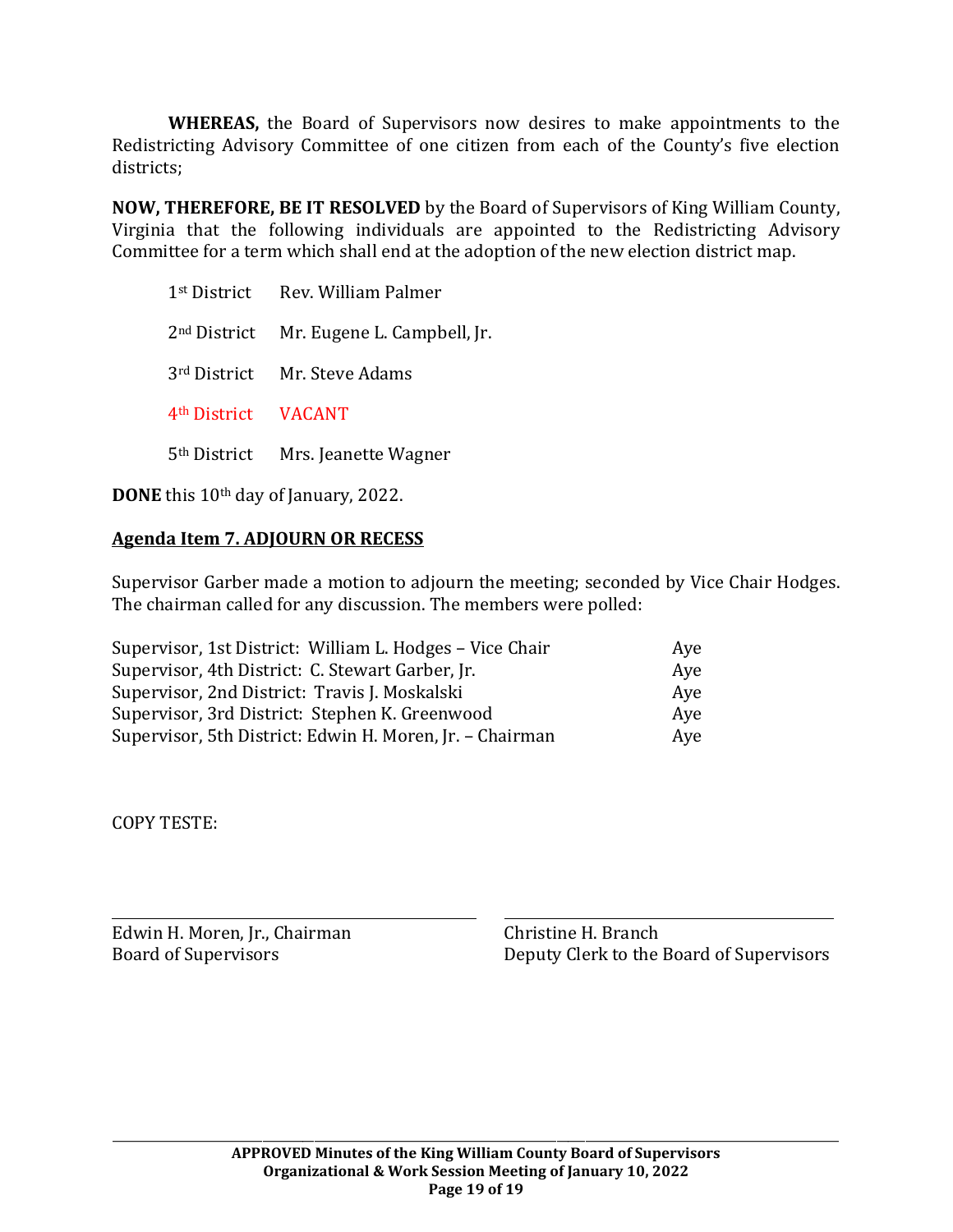**WHEREAS,** the Board of Supervisors now desires to make appointments to the Redistricting Advisory Committee of one citizen from each of the County's five election districts;

**NOW, THEREFORE, BE IT RESOLVED** by the Board of Supervisors of King William County, Virginia that the following individuals are appointed to the Redistricting Advisory Committee for a term which shall end at the adoption of the new election district map.

| | |
|---|---|
| 1st District | Rev. William Palmer |
| 2nd District | Mr. Eugene L. Campbell, Jr. |
| 3rd District | Mr. Steve Adams |
| 4th District | VACANT |
| 5th District | Mrs. Jeanette Wagner |

**DONE** this 10th day of January, 2022.

## Agenda Item 7. ADJOURN OR RECESS

Supervisor Garber made a motion to adjourn the meeting; seconded by Vice Chair Hodges. The chairman called for any discussion. The members were polled:

| | |
|---|---|
| Supervisor, 1st District: William L. Hodges – Vice Chair | Aye |
| Supervisor, 4th District: C. Stewart Garber, Jr. | Aye |
| Supervisor, 2nd District: Travis J. Moskalski | Aye |
| Supervisor, 3rd District: Stephen K. Greenwood | Aye |
| Supervisor, 5th District: Edwin H. Moren, Jr. – Chairman | Aye |

COPY TESTE:

Edwin H. Moren, Jr., Chairman
Board of Supervisors

Christine H. Branch
Deputy Clerk to the Board of Supervisors